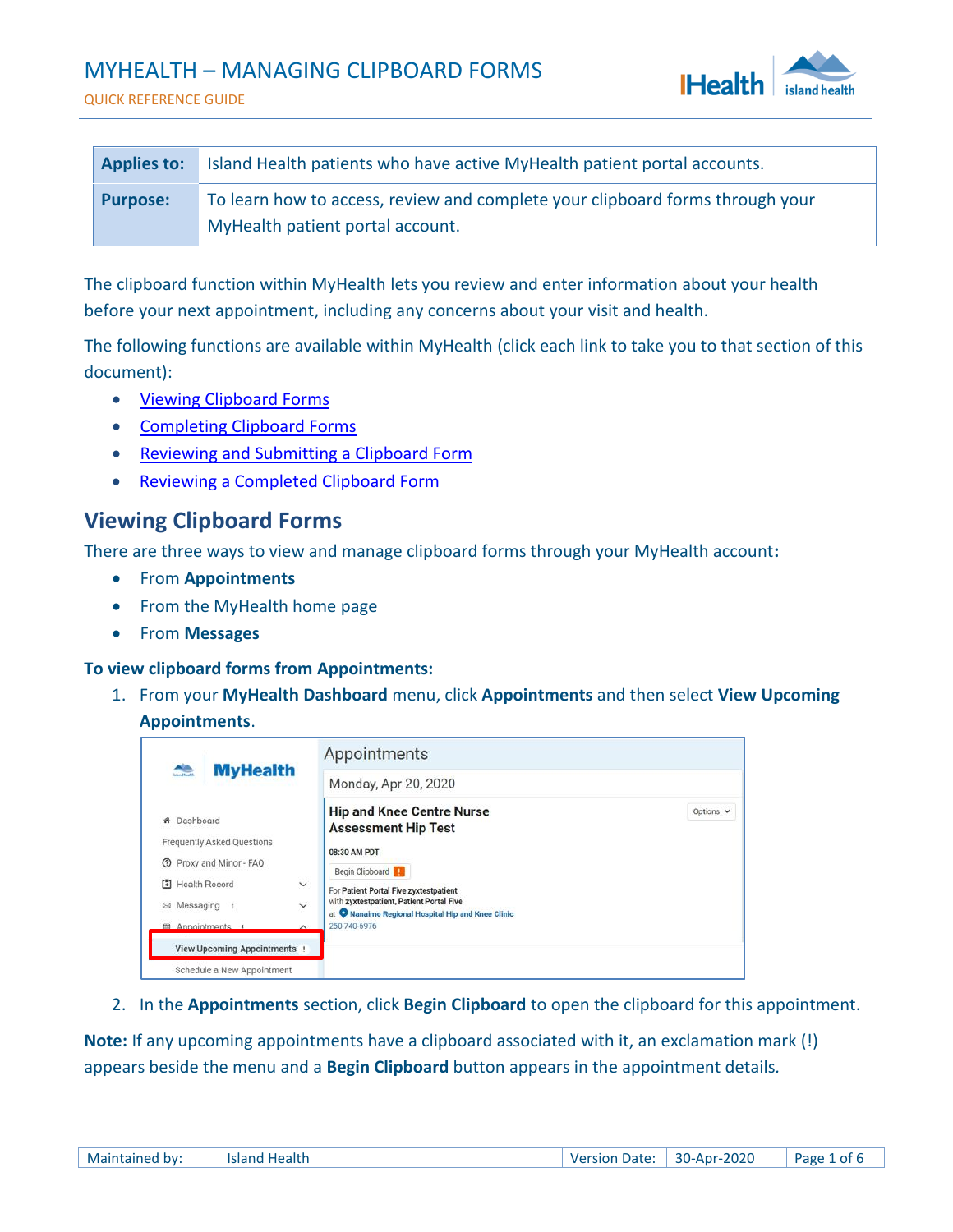# MYHEALTH – MANAGING CLIPBOARD FORMS

QUICK REFERENCE GUIDE

| **Applies to:** | Island Health patients who have active MyHealth patient portal accounts. |
|---|---|
| **Purpose:** | To learn how to access, review and complete your clipboard forms through your MyHealth patient portal account. |

The clipboard function within MyHealth lets you review and enter information about your health before your next appointment, including any concerns about your visit and health.

The following functions are available within MyHealth (click each link to take you to that section of this document):

- Viewing Clipboard Forms
- Completing Clipboard Forms
- Reviewing and Submitting a Clipboard Form
- Reviewing a Completed Clipboard Form

## Viewing Clipboard Forms

There are three ways to view and manage clipboard forms through your MyHealth account**:**

- From **Appointments**
- From the MyHealth home page
- From **Messages**

### To view clipboard forms from Appointments:

1. From your **MyHealth Dashboard** menu, click **Appointments** and then select **View Upcoming Appointments**.

2. In the **Appointments** section, click **Begin Clipboard** to open the clipboard for this appointment.

**Note:** If any upcoming appointments have a clipboard associated with it, an exclamation mark (!) appears beside the menu and a **Begin Clipboard** button appears in the appointment details.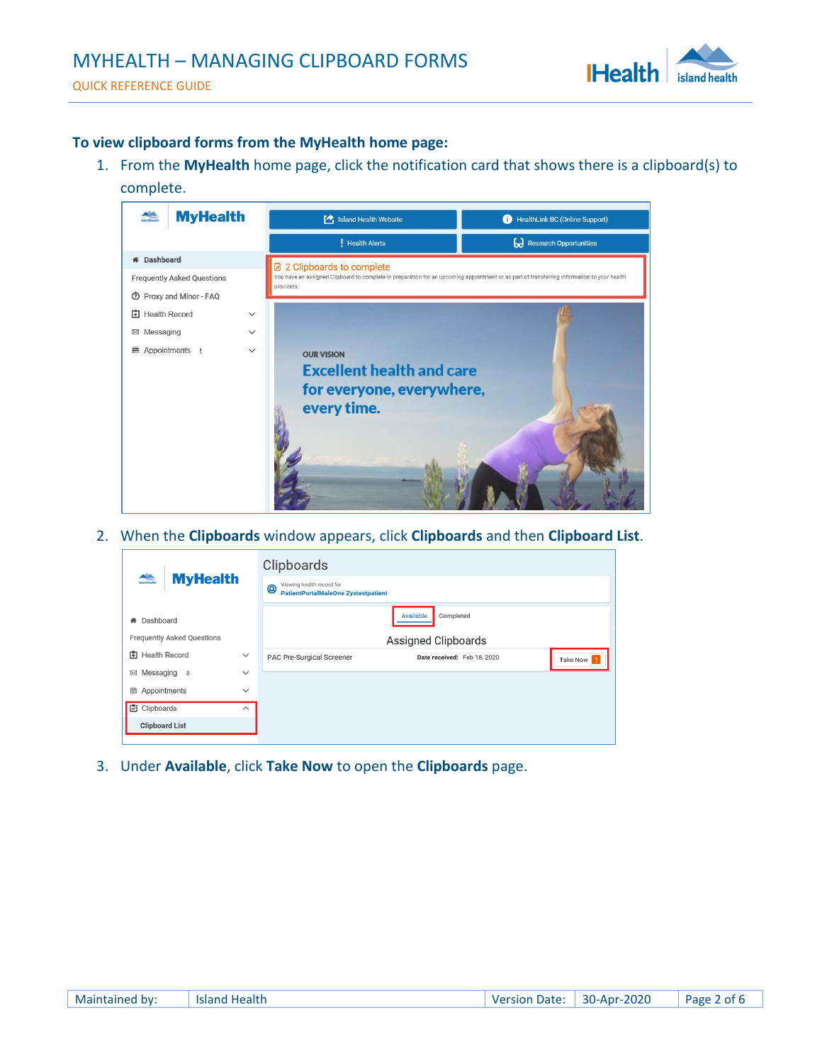**To view clipboard forms from the MyHealth home page:**

1. From the **MyHealth** home page, click the notification card that shows there is a clipboard(s) to complete.

2. When the **Clipboards** window appears, click **Clipboards** and then **Clipboard List**.

3. Under **Available**, click **Take Now** to open the **Clipboards** page.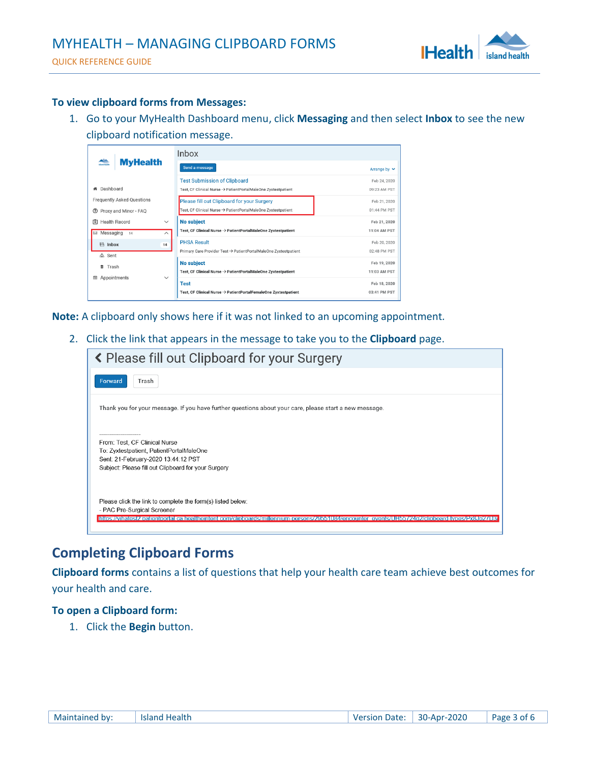### To view clipboard forms from Messages:

1. Go to your MyHealth Dashboard menu, click **Messaging** and then select **Inbox** to see the new clipboard notification message.

**Note:** A clipboard only shows here if it was not linked to an upcoming appointment.

2. Click the link that appears in the message to take you to the **Clipboard** page.

## Completing Clipboard Forms

**Clipboard forms** contains a list of questions that help your health care team achieve best outcomes for your health and care.

### To open a Clipboard form:

1. Click the **Begin** button.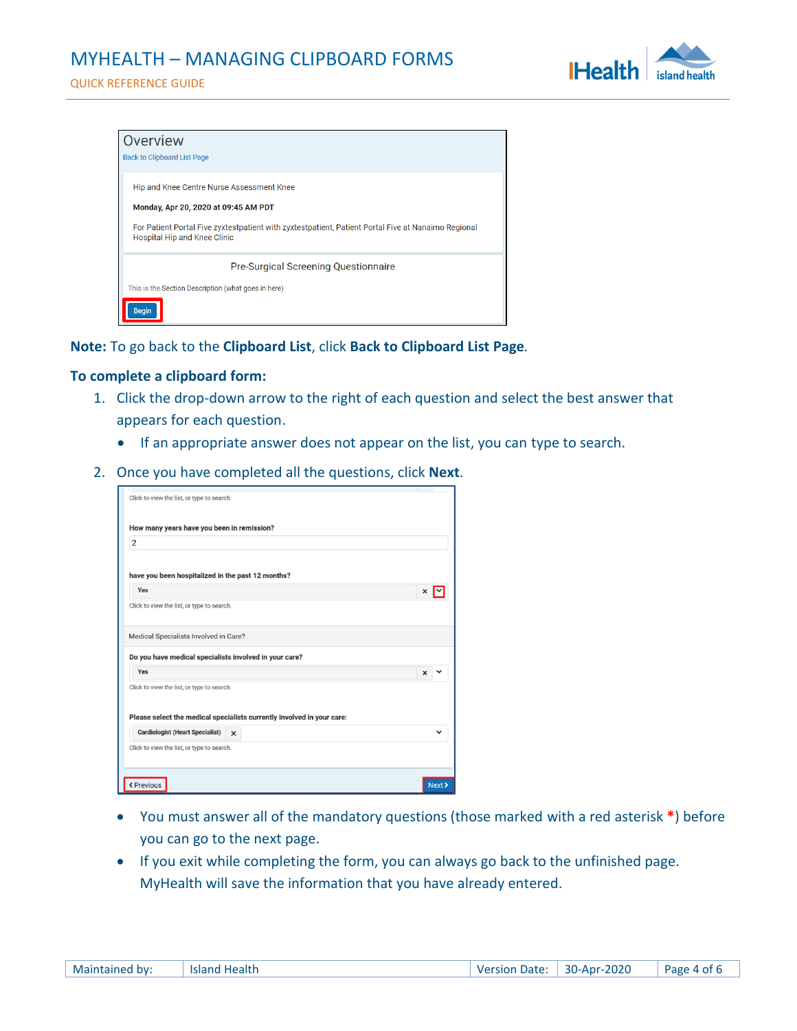**Note:** To go back to the **Clipboard List**, click **Back to Clipboard List Page**.

**To complete a clipboard form:**

1. Click the drop-down arrow to the right of each question and select the best answer that appears for each question.
   - If an appropriate answer does not appear on the list, you can type to search.
2. Once you have completed all the questions, click **Next**.
   - You must answer all of the mandatory questions (those marked with a red asterisk *) before you can go to the next page.
   - If you exit while completing the form, you can always go back to the unfinished page. MyHealth will save the information that you have already entered.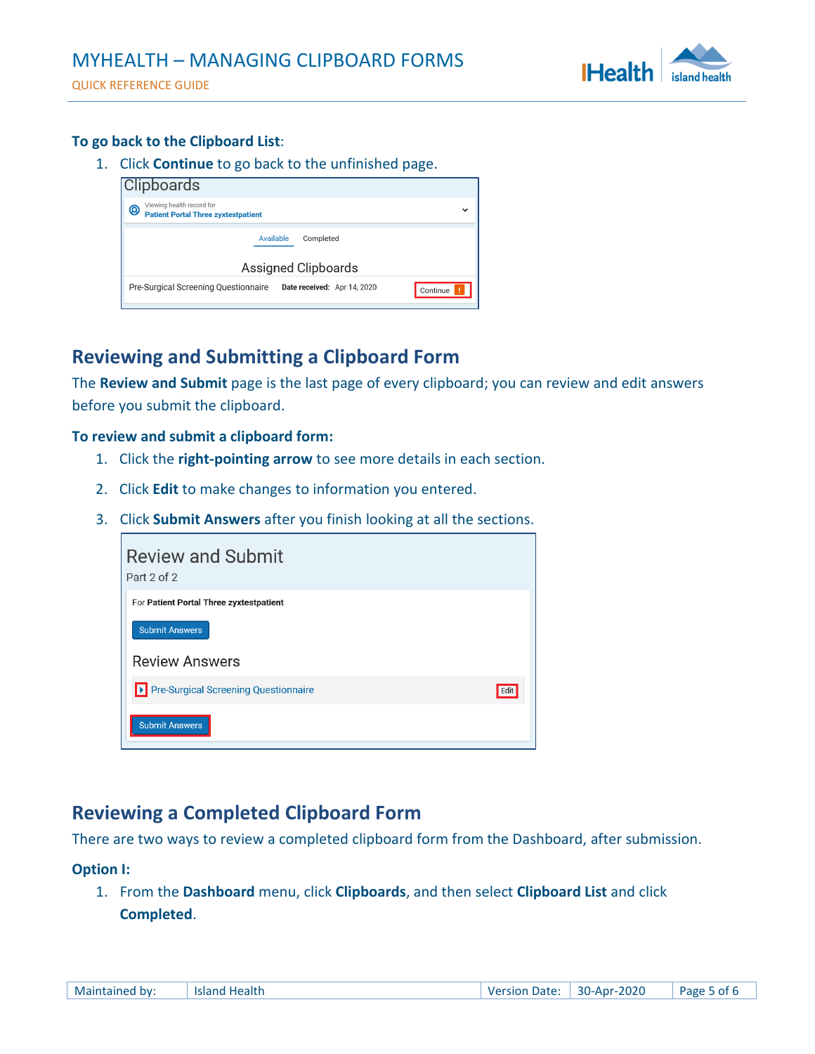**To go back to the Clipboard List**:

1. Click **Continue** to go back to the unfinished page.

## Reviewing and Submitting a Clipboard Form

The **Review and Submit** page is the last page of every clipboard; you can review and edit answers before you submit the clipboard.

**To review and submit a clipboard form:**

1. Click the **right-pointing arrow** to see more details in each section.
2. Click **Edit** to make changes to information you entered.
3. Click **Submit Answers** after you finish looking at all the sections.

## Reviewing a Completed Clipboard Form

There are two ways to review a completed clipboard form from the Dashboard, after submission.

**Option I:**

1. From the **Dashboard** menu, click **Clipboards**, and then select **Clipboard List** and click **Completed**.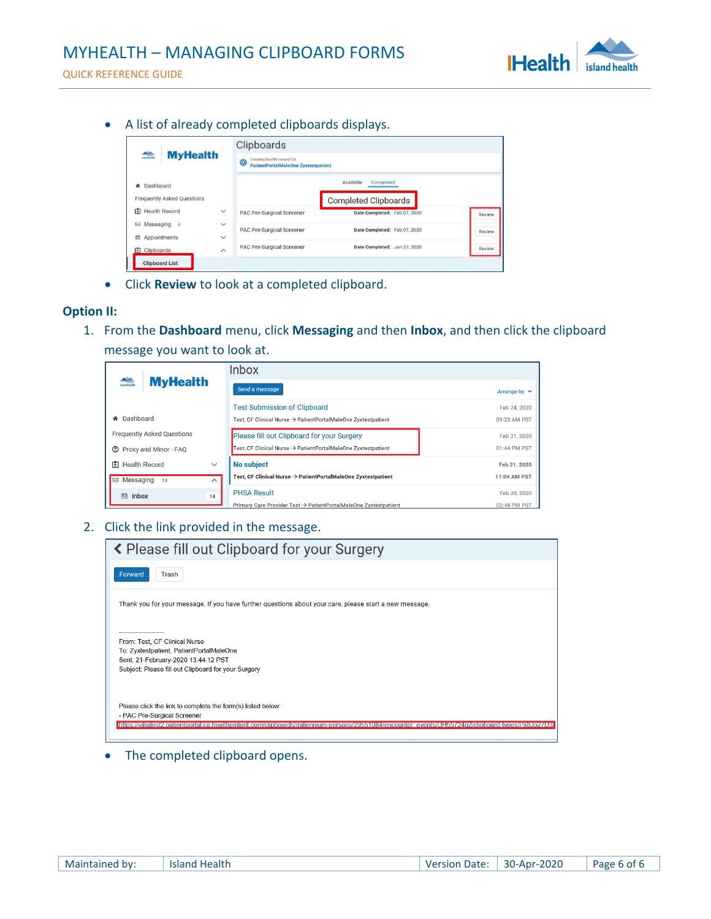- A list of already completed clipboards displays.

- Click **Review** to look at a completed clipboard.

**Option II:**

1. From the **Dashboard** menu, click **Messaging** and then **Inbox**, and then click the clipboard message you want to look at.

2. Click the link provided in the message.

- The completed clipboard opens.